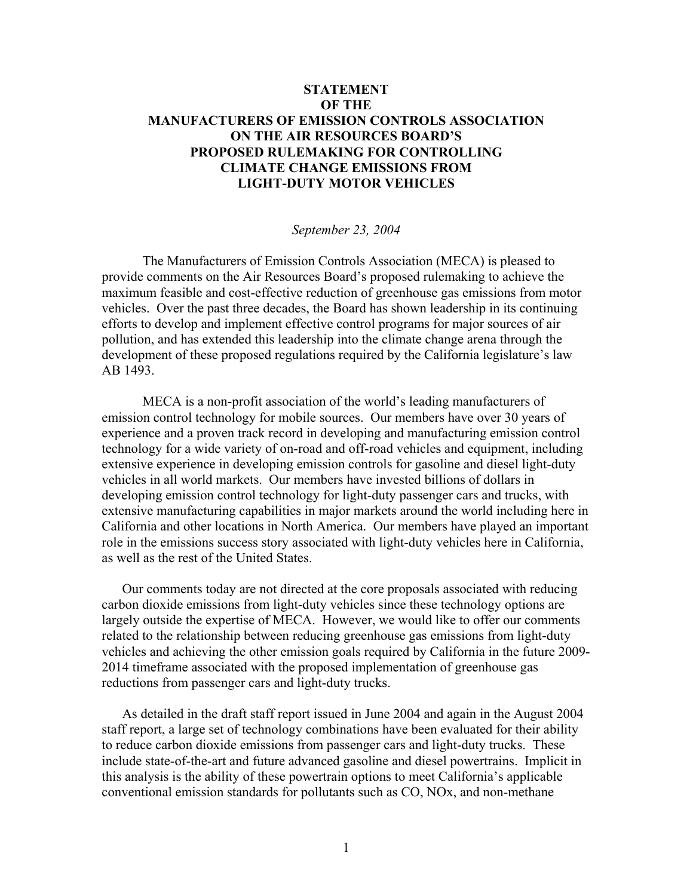# STATEMENT OF THE MANUFACTURERS OF EMISSION CONTROLS ASSOCIATION ON THE AIR RESOURCES BOARD'S PROPOSED RULEMAKING FOR CONTROLLING CLIMATE CHANGE EMISSIONS FROM LIGHT-DUTY MOTOR VEHICLES

*September 23, 2004*

The Manufacturers of Emission Controls Association (MECA) is pleased to provide comments on the Air Resources Board's proposed rulemaking to achieve the maximum feasible and cost-effective reduction of greenhouse gas emissions from motor vehicles. Over the past three decades, the Board has shown leadership in its continuing efforts to develop and implement effective control programs for major sources of air pollution, and has extended this leadership into the climate change arena through the development of these proposed regulations required by the California legislature's law AB 1493.

MECA is a non-profit association of the world's leading manufacturers of emission control technology for mobile sources. Our members have over 30 years of experience and a proven track record in developing and manufacturing emission control technology for a wide variety of on-road and off-road vehicles and equipment, including extensive experience in developing emission controls for gasoline and diesel light-duty vehicles in all world markets. Our members have invested billions of dollars in developing emission control technology for light-duty passenger cars and trucks, with extensive manufacturing capabilities in major markets around the world including here in California and other locations in North America. Our members have played an important role in the emissions success story associated with light-duty vehicles here in California, as well as the rest of the United States.

Our comments today are not directed at the core proposals associated with reducing carbon dioxide emissions from light-duty vehicles since these technology options are largely outside the expertise of MECA. However, we would like to offer our comments related to the relationship between reducing greenhouse gas emissions from light-duty vehicles and achieving the other emission goals required by California in the future 2009-2014 timeframe associated with the proposed implementation of greenhouse gas reductions from passenger cars and light-duty trucks.

As detailed in the draft staff report issued in June 2004 and again in the August 2004 staff report, a large set of technology combinations have been evaluated for their ability to reduce carbon dioxide emissions from passenger cars and light-duty trucks. These include state-of-the-art and future advanced gasoline and diesel powertrains. Implicit in this analysis is the ability of these powertrain options to meet California's applicable conventional emission standards for pollutants such as CO, NOx, and non-methane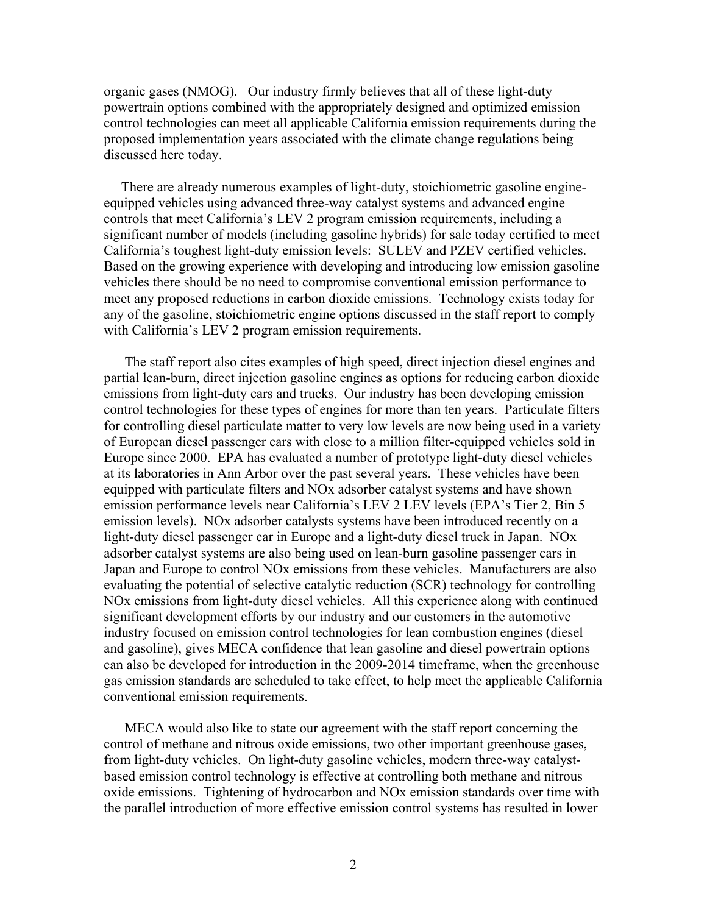organic gases (NMOG). Our industry firmly believes that all of these light-duty powertrain options combined with the appropriately designed and optimized emission control technologies can meet all applicable California emission requirements during the proposed implementation years associated with the climate change regulations being discussed here today.

There are already numerous examples of light-duty, stoichiometric gasoline engine-equipped vehicles using advanced three-way catalyst systems and advanced engine controls that meet California's LEV 2 program emission requirements, including a significant number of models (including gasoline hybrids) for sale today certified to meet California's toughest light-duty emission levels: SULEV and PZEV certified vehicles. Based on the growing experience with developing and introducing low emission gasoline vehicles there should be no need to compromise conventional emission performance to meet any proposed reductions in carbon dioxide emissions. Technology exists today for any of the gasoline, stoichiometric engine options discussed in the staff report to comply with California's LEV 2 program emission requirements.

The staff report also cites examples of high speed, direct injection diesel engines and partial lean-burn, direct injection gasoline engines as options for reducing carbon dioxide emissions from light-duty cars and trucks. Our industry has been developing emission control technologies for these types of engines for more than ten years. Particulate filters for controlling diesel particulate matter to very low levels are now being used in a variety of European diesel passenger cars with close to a million filter-equipped vehicles sold in Europe since 2000. EPA has evaluated a number of prototype light-duty diesel vehicles at its laboratories in Ann Arbor over the past several years. These vehicles have been equipped with particulate filters and NOx adsorber catalyst systems and have shown emission performance levels near California's LEV 2 LEV levels (EPA's Tier 2, Bin 5 emission levels). NOx adsorber catalysts systems have been introduced recently on a light-duty diesel passenger car in Europe and a light-duty diesel truck in Japan. NOx adsorber catalyst systems are also being used on lean-burn gasoline passenger cars in Japan and Europe to control NOx emissions from these vehicles. Manufacturers are also evaluating the potential of selective catalytic reduction (SCR) technology for controlling NOx emissions from light-duty diesel vehicles. All this experience along with continued significant development efforts by our industry and our customers in the automotive industry focused on emission control technologies for lean combustion engines (diesel and gasoline), gives MECA confidence that lean gasoline and diesel powertrain options can also be developed for introduction in the 2009-2014 timeframe, when the greenhouse gas emission standards are scheduled to take effect, to help meet the applicable California conventional emission requirements.

MECA would also like to state our agreement with the staff report concerning the control of methane and nitrous oxide emissions, two other important greenhouse gases, from light-duty vehicles. On light-duty gasoline vehicles, modern three-way catalyst-based emission control technology is effective at controlling both methane and nitrous oxide emissions. Tightening of hydrocarbon and NOx emission standards over time with the parallel introduction of more effective emission control systems has resulted in lower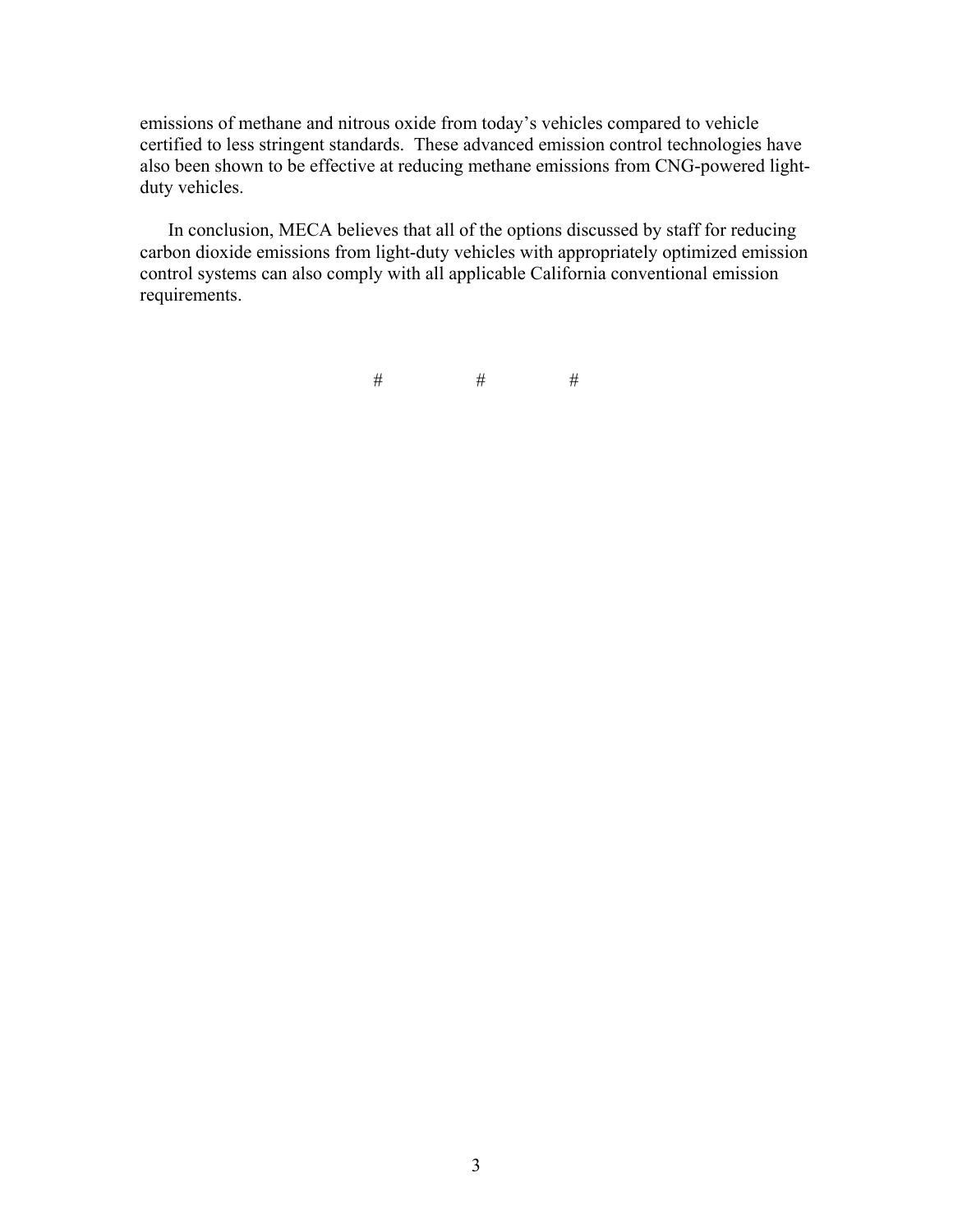emissions of methane and nitrous oxide from today's vehicles compared to vehicle certified to less stringent standards. These advanced emission control technologies have also been shown to be effective at reducing methane emissions from CNG-powered light-duty vehicles.

In conclusion, MECA believes that all of the options discussed by staff for reducing carbon dioxide emissions from light-duty vehicles with appropriately optimized emission control systems can also comply with all applicable California conventional emission requirements.

# # #